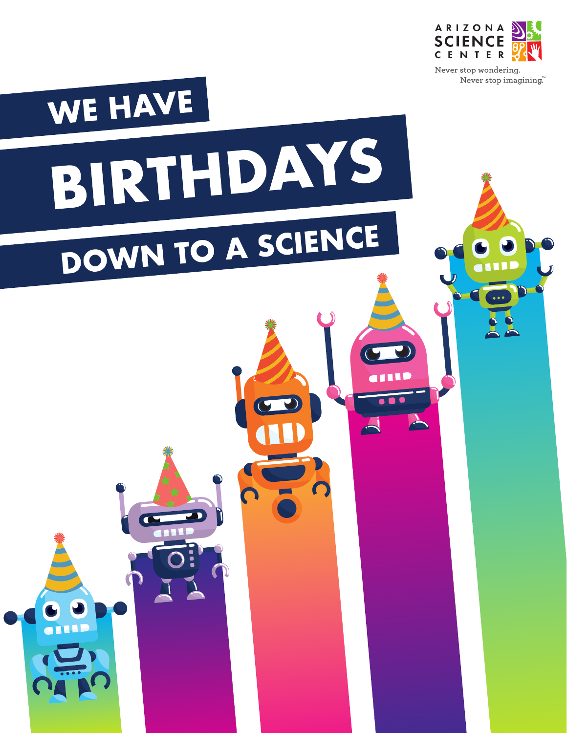ARIZONA SCIENCE CENTER

Never stop wondering.
Never stop imagining.™

# WE HAVE BIRTHDAYS DOWN TO A SCIENCE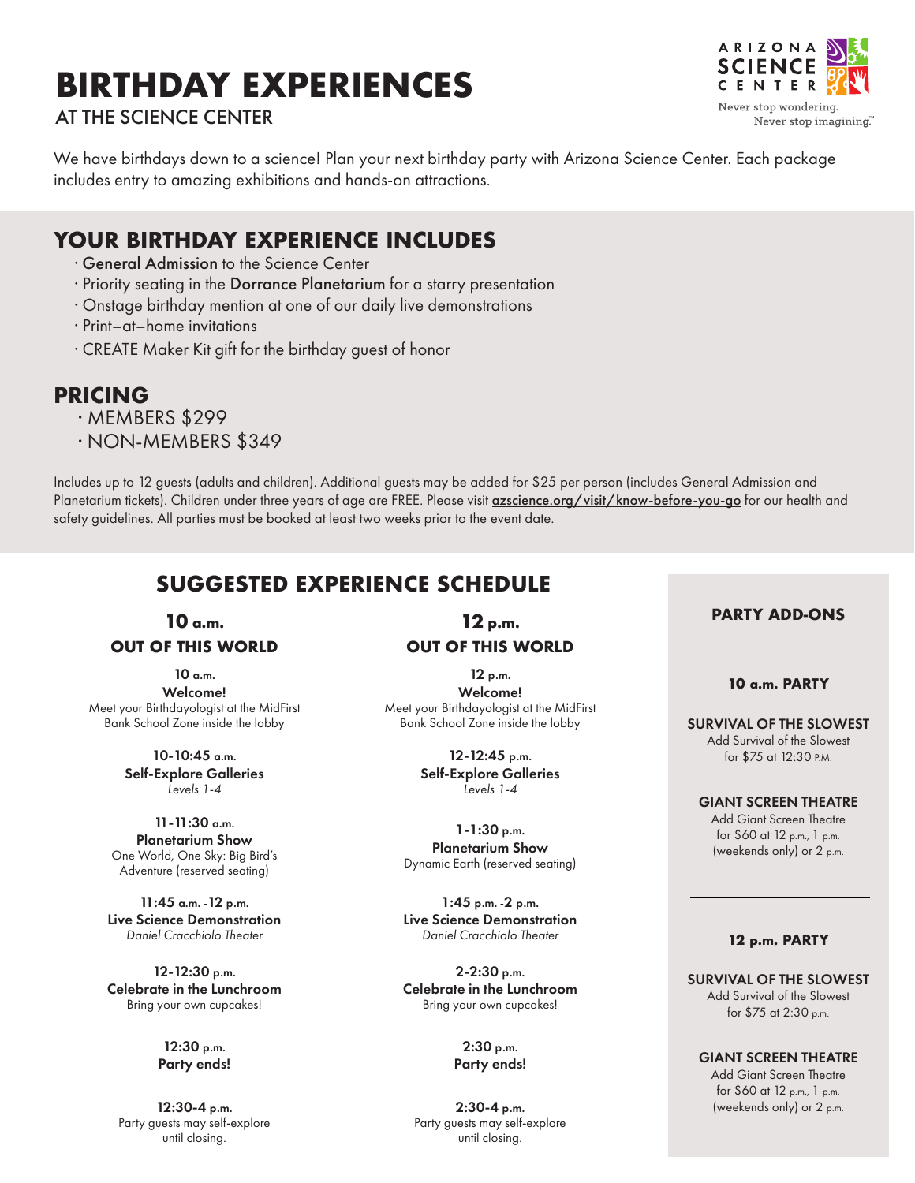# BIRTHDAY EXPERIENCES

AT THE SCIENCE CENTER

ARIZONA SCIENCE CENTER
Never stop wondering.
Never stop imagining.™

We have birthdays down to a science! Plan your next birthday party with Arizona Science Center. Each package includes entry to amazing exhibitions and hands-on attractions.

## YOUR BIRTHDAY EXPERIENCE INCLUDES

- General Admission to the Science Center
- Priority seating in the Dorrance Planetarium for a starry presentation
- Onstage birthday mention at one of our daily live demonstrations
- Print–at–home invitations
- CREATE Maker Kit gift for the birthday guest of honor

## PRICING

- MEMBERS $299
- NON-MEMBERS $349

Includes up to 12 guests (adults and children). Additional guests may be added for $25 per person (includes General Admission and Planetarium tickets). Children under three years of age are FREE. Please visit azscience.org/visit/know-before-you-go for our health and safety guidelines. All parties must be booked at least two weeks prior to the event date.

## SUGGESTED EXPERIENCE SCHEDULE

### 10 a.m.
### OUT OF THIS WORLD

**10 a.m.**
**Welcome!**
Meet your Birthdayologist at the MidFirst Bank School Zone inside the lobby

**10-10:45 a.m.**
**Self-Explore Galleries**
*Levels 1-4*

**11-11:30 a.m.**
**Planetarium Show**
One World, One Sky: Big Bird's Adventure (reserved seating)

**11:45 a.m. -12 p.m.**
**Live Science Demonstration**
*Daniel Cracchiolo Theater*

**12-12:30 p.m.**
**Celebrate in the Lunchroom**
Bring your own cupcakes!

**12:30 p.m.**
**Party ends!**

**12:30-4 p.m.**
Party guests may self-explore until closing.

### 12 p.m.
### OUT OF THIS WORLD

**12 p.m.**
**Welcome!**
Meet your Birthdayologist at the MidFirst Bank School Zone inside the lobby

**12-12:45 p.m.**
**Self-Explore Galleries**
*Levels 1-4*

**1-1:30 p.m.**
**Planetarium Show**
Dynamic Earth (reserved seating)

**1:45 p.m. -2 p.m.**
**Live Science Demonstration**
*Daniel Cracchiolo Theater*

**2-2:30 p.m.**
**Celebrate in the Lunchroom**
Bring your own cupcakes!

**2:30 p.m.**
**Party ends!**

**2:30-4 p.m.**
Party guests may self-explore until closing.

## PARTY ADD-ONS

### 10 a.m. PARTY

**SURVIVAL OF THE SLOWEST**
Add Survival of the Slowest for $75 at 12:30 P.M.

**GIANT SCREEN THEATRE**
Add Giant Screen Theatre for $60 at 12 p.m., 1 p.m. (weekends only) or 2 p.m.

### 12 p.m. PARTY

**SURVIVAL OF THE SLOWEST**
Add Survival of the Slowest for $75 at 2:30 p.m.

**GIANT SCREEN THEATRE**
Add Giant Screen Theatre for $60 at 12 p.m., 1 p.m. (weekends only) or 2 p.m.